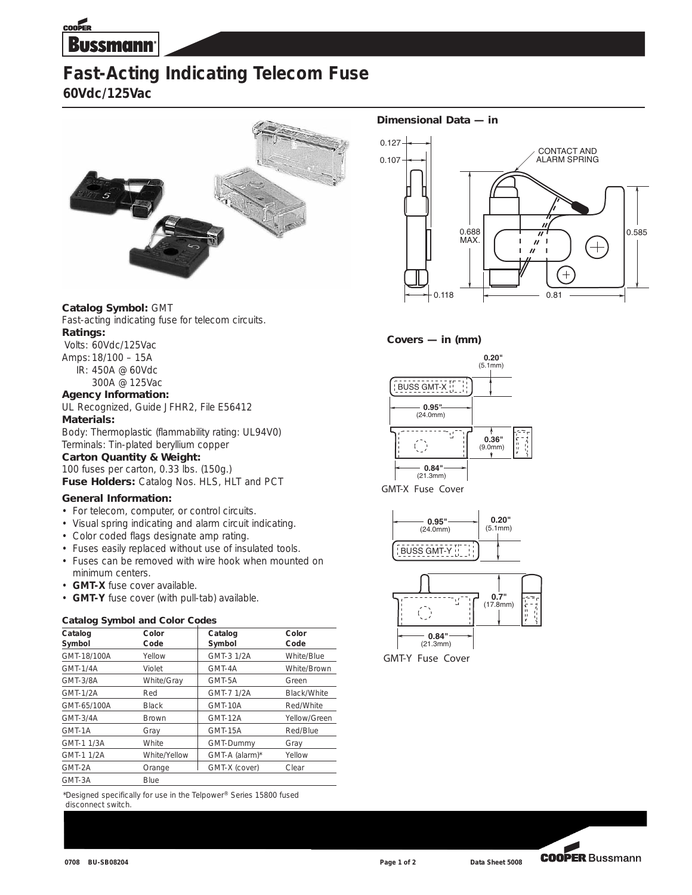# Fast-Acting Indicating Telecom Fuse

## 60Vdc/125Vac

**Catalog Symbol:** GMT

Fast-acting indicating fuse for telecom circuits.

**Ratings:**

Volts: 60Vdc/125Vac

Amps: 18/100 – 15A

IR: 450A @ 60Vdc

300A @ 125Vac

**Agency Information:**

UL Recognized, Guide JFHR2, File E56412

**Materials:**

Body: Thermoplastic (flammability rating: UL94V0)

Terminals: Tin-plated beryllium copper

**Carton Quantity & Weight:**

100 fuses per carton, 0.33 lbs. (150g.)

**Fuse Holders:** Catalog Nos. HLS, HLT and PCT

**General Information:**

- For telecom, computer, or control circuits.
- Visual spring indicating and alarm circuit indicating.
- Color coded flags designate amp rating.
- Fuses easily replaced without use of insulated tools.
- Fuses can be removed with wire hook when mounted on minimum centers.
- **GMT-X** fuse cover available.
- **GMT-Y** fuse cover (with pull-tab) available.

**Catalog Symbol and Color Codes**

| Catalog Symbol | Color Code | Catalog Symbol | Color Code |
|---|---|---|---|
| GMT-18/100A | Yellow | GMT-3 1/2A | White/Blue |
| GMT-1/4A | Violet | GMT-4A | White/Brown |
| GMT-3/8A | White/Gray | GMT-5A | Green |
| GMT-1/2A | Red | GMT-7 1/2A | Black/White |
| GMT-65/100A | Black | GMT-10A | Red/White |
| GMT-3/4A | Brown | GMT-12A | Yellow/Green |
| GMT-1A | Gray | GMT-15A | Red/Blue |
| GMT-1 1/3A | White | GMT-Dummy | Gray |
| GMT-1 1/2A | White/Yellow | GMT-A (alarm)* | Yellow |
| GMT-2A | Orange | GMT-X (cover) | Clear |
| GMT-3A | Blue | | |

*Designed specifically for use in the Telpower® Series 15800 fused disconnect switch.

**Dimensional Data — in**

0.127
0.107
CONTACT AND ALARM SPRING
0.688 MAX.
0.585
0.118
0.81

**Covers — in (mm)**

0.20" (5.1mm)
BUSS GMT-X
0.95" (24.0mm)
0.36" (9.0mm)
0.84" (21.3mm)

GMT-X Fuse Cover

0.95" (24.0mm)
0.20" (5.1mm)
BUSS GMT-Y
0.7" (17.8mm)
0.84" (21.3mm)

GMT-Y Fuse Cover

0708 BU-SB08204 Data Sheet 5008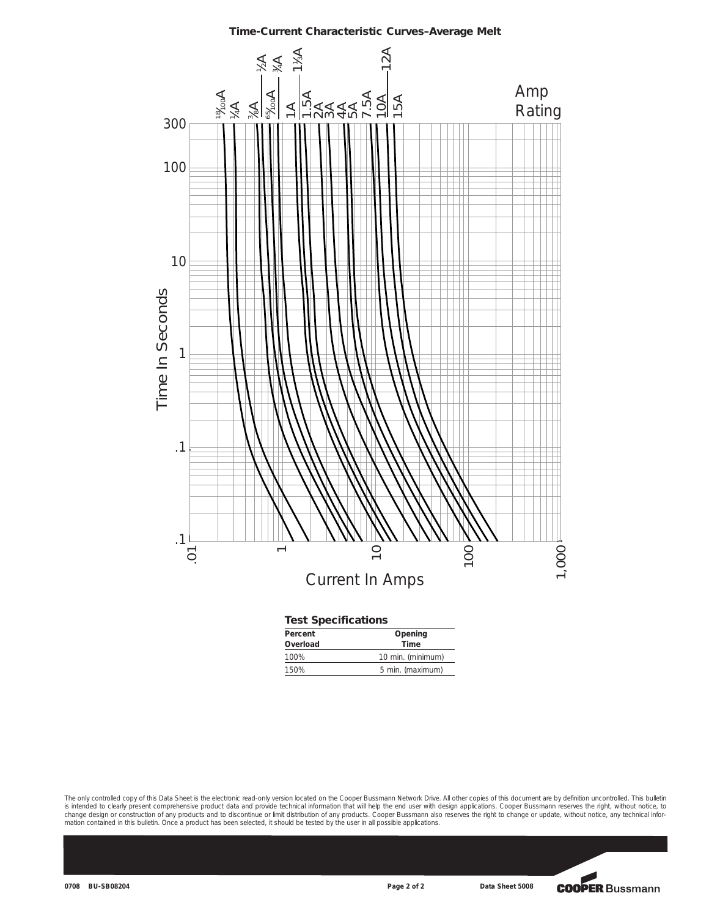**Time-Current Characteristic Curves–Average Melt**

18/100A
1/4A
3/8A
1/2A
65/100A
3/4A
1A
1 1/3A
1.5A
2A
3A
4A
5A
7.5A
10A
12A
15A

Amp Rating

300
100
10
1
.1
.1

Time In Seconds

.01
1
10
100
1,000

Current In Amps

**Test Specifications**

| Percent Overload | Opening Time |
|---|---|
| 100% | 10 min. (minimum) |
| 150% | 5 min. (maximum) |

The only controlled copy of this Data Sheet is the electronic read-only version located on the Cooper Bussmann Network Drive. All other copies of this document are by definition uncontrolled. This bulletin is intended to clearly present comprehensive product data and provide technical information that will help the end user with design applications. Cooper Bussmann reserves the right, without notice, to change design or construction of any products and to discontinue or limit distribution of any products. Cooper Bussmann also reserves the right to change or update, without notice, any technical information contained in this bulletin. Once a product has been selected, it should be tested by the user in all possible applications.

0708 BU-SB08204

Data Sheet 5008

COOPER Bussmann